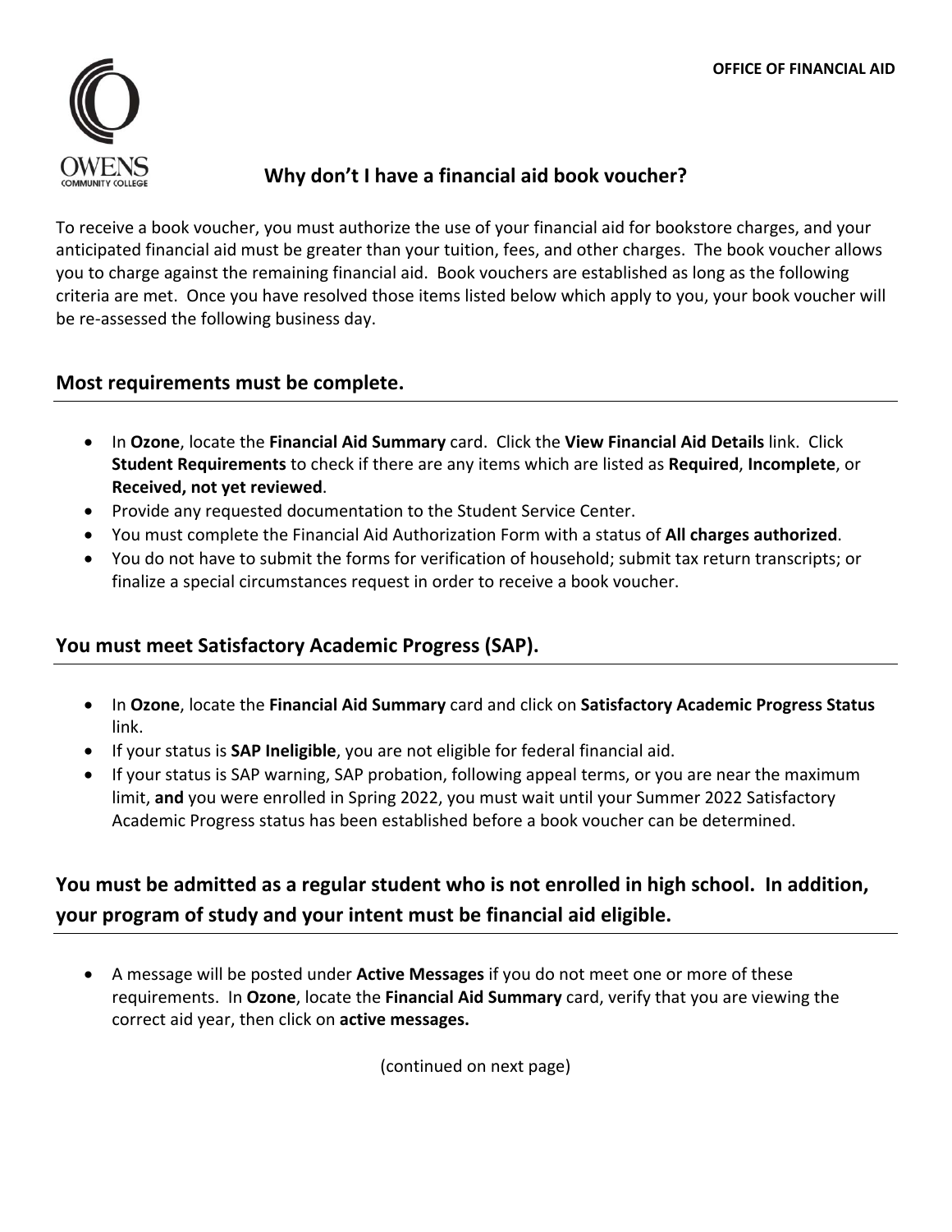OFFICE OF FINANCIAL AID

# Why don't I have a financial aid book voucher?

To receive a book voucher, you must authorize the use of your financial aid for bookstore charges, and your anticipated financial aid must be greater than your tuition, fees, and other charges. The book voucher allows you to charge against the remaining financial aid. Book vouchers are established as long as the following criteria are met. Once you have resolved those items listed below which apply to you, your book voucher will be re-assessed the following business day.

## Most requirements must be complete.

- In **Ozone**, locate the **Financial Aid Summary** card. Click the **View Financial Aid Details** link. Click **Student Requirements** to check if there are any items which are listed as **Required**, **Incomplete**, or **Received, not yet reviewed**.
- Provide any requested documentation to the Student Service Center.
- You must complete the Financial Aid Authorization Form with a status of **All charges authorized**.
- You do not have to submit the forms for verification of household; submit tax return transcripts; or finalize a special circumstances request in order to receive a book voucher.

## You must meet Satisfactory Academic Progress (SAP).

- In **Ozone**, locate the **Financial Aid Summary** card and click on **Satisfactory Academic Progress Status** link.
- If your status is **SAP Ineligible**, you are not eligible for federal financial aid.
- If your status is SAP warning, SAP probation, following appeal terms, or you are near the maximum limit, **and** you were enrolled in Spring 2022, you must wait until your Summer 2022 Satisfactory Academic Progress status has been established before a book voucher can be determined.

## You must be admitted as a regular student who is not enrolled in high school. In addition, your program of study and your intent must be financial aid eligible.

- A message will be posted under **Active Messages** if you do not meet one or more of these requirements. In **Ozone**, locate the **Financial Aid Summary** card, verify that you are viewing the correct aid year, then click on **active messages.**

(continued on next page)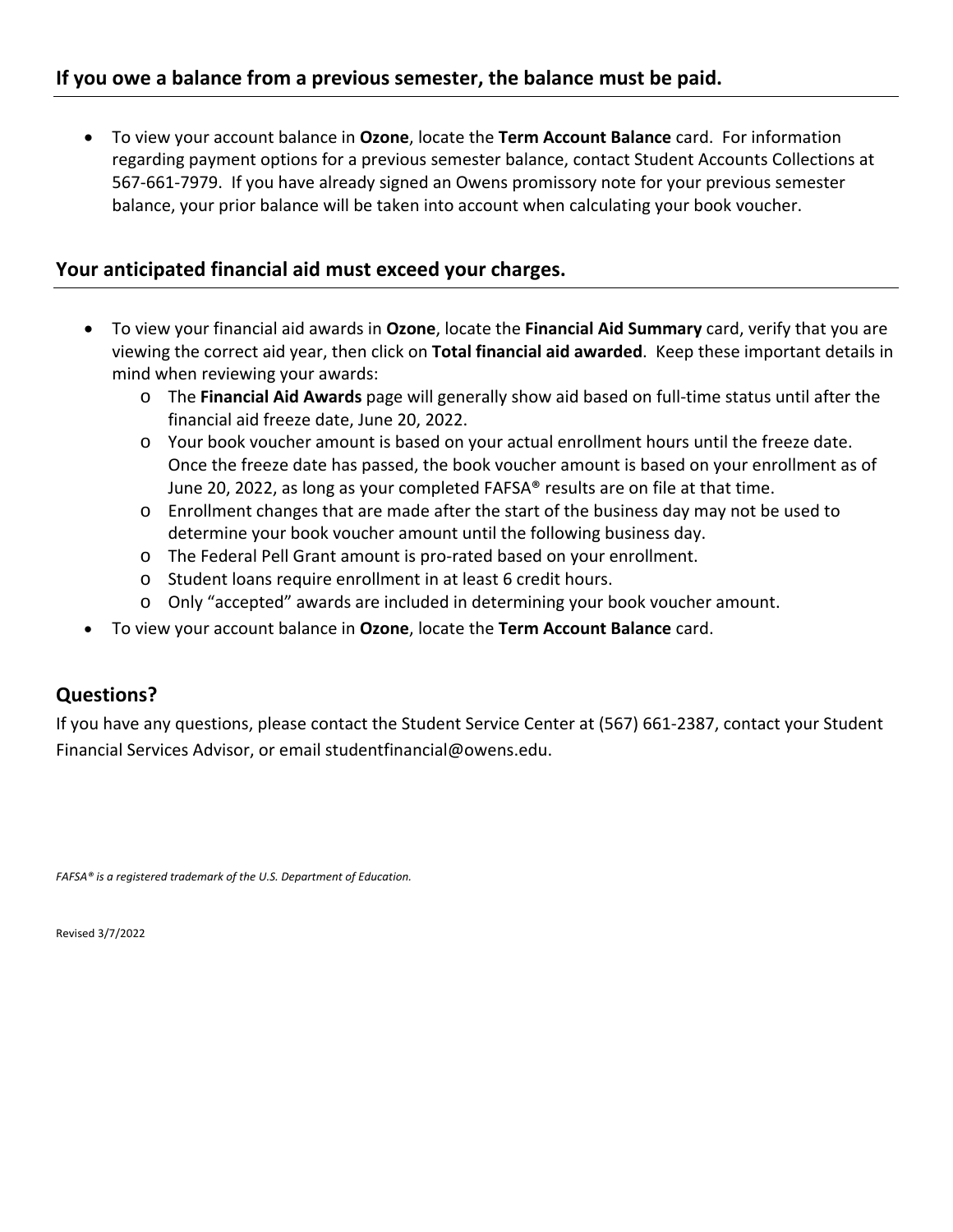## If you owe a balance from a previous semester, the balance must be paid.

- To view your account balance in **Ozone**, locate the **Term Account Balance** card. For information regarding payment options for a previous semester balance, contact Student Accounts Collections at 567-661-7979. If you have already signed an Owens promissory note for your previous semester balance, your prior balance will be taken into account when calculating your book voucher.

## Your anticipated financial aid must exceed your charges.

- To view your financial aid awards in **Ozone**, locate the **Financial Aid Summary** card, verify that you are viewing the correct aid year, then click on **Total financial aid awarded**. Keep these important details in mind when reviewing your awards:
  - The **Financial Aid Awards** page will generally show aid based on full-time status until after the financial aid freeze date, June 20, 2022.
  - Your book voucher amount is based on your actual enrollment hours until the freeze date. Once the freeze date has passed, the book voucher amount is based on your enrollment as of June 20, 2022, as long as your completed FAFSA® results are on file at that time.
  - Enrollment changes that are made after the start of the business day may not be used to determine your book voucher amount until the following business day.
  - The Federal Pell Grant amount is pro-rated based on your enrollment.
  - Student loans require enrollment in at least 6 credit hours.
  - Only "accepted" awards are included in determining your book voucher amount.
- To view your account balance in **Ozone**, locate the **Term Account Balance** card.

## Questions?

If you have any questions, please contact the Student Service Center at (567) 661-2387, contact your Student Financial Services Advisor, or email studentfinancial@owens.edu.

*FAFSA® is a registered trademark of the U.S. Department of Education.*

Revised 3/7/2022